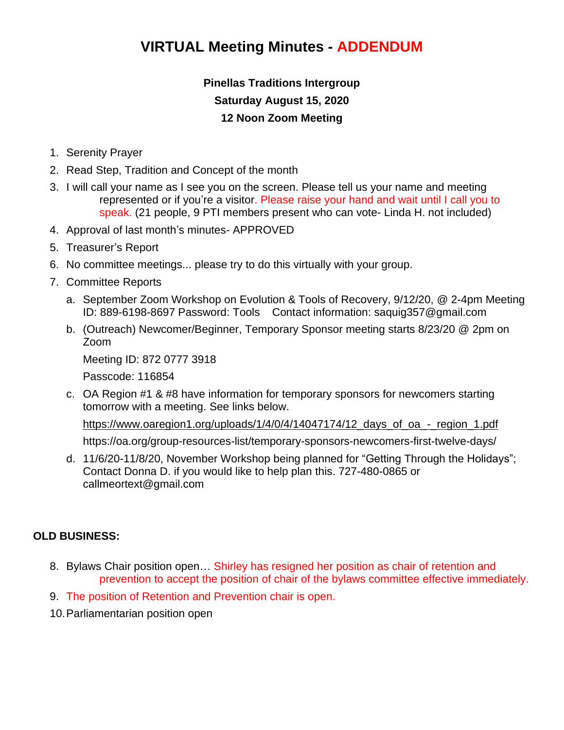# VIRTUAL Meeting Minutes - ADDENDUM

**Pinellas Traditions Intergroup**

**Saturday August 15, 2020**

**12 Noon Zoom Meeting**

1. Serenity Prayer
2. Read Step, Tradition and Concept of the month
3. I will call your name as I see you on the screen. Please tell us your name and meeting represented or if you're a visitor. Please raise your hand and wait until I call you to speak. (21 people, 9 PTI members present who can vote- Linda H. not included)
4. Approval of last month's minutes- APPROVED
5. Treasurer's Report
6. No committee meetings... please try to do this virtually with your group.
7. Committee Reports
   a. September Zoom Workshop on Evolution & Tools of Recovery, 9/12/20, @ 2-4pm Meeting ID: 889-6198-8697 Password: Tools   Contact information: saquig357@gmail.com
   b. (Outreach) Newcomer/Beginner, Temporary Sponsor meeting starts 8/23/20 @ 2pm on Zoom

      Meeting ID: 872 0777 3918

      Passcode: 116854
   c. OA Region #1 & #8 have information for temporary sponsors for newcomers starting tomorrow with a meeting. See links below.

      https://www.oaregion1.org/uploads/1/4/0/4/14047174/12_days_of_oa_-_region_1.pdf

      https://oa.org/group-resources-list/temporary-sponsors-newcomers-first-twelve-days/
   d. 11/6/20-11/8/20, November Workshop being planned for "Getting Through the Holidays"; Contact Donna D. if you would like to help plan this. 727-480-0865 or callmeortext@gmail.com

**OLD BUSINESS:**

8. Bylaws Chair position open… Shirley has resigned her position as chair of retention and prevention to accept the position of chair of the bylaws committee effective immediately.
9. The position of Retention and Prevention chair is open.
10. Parliamentarian position open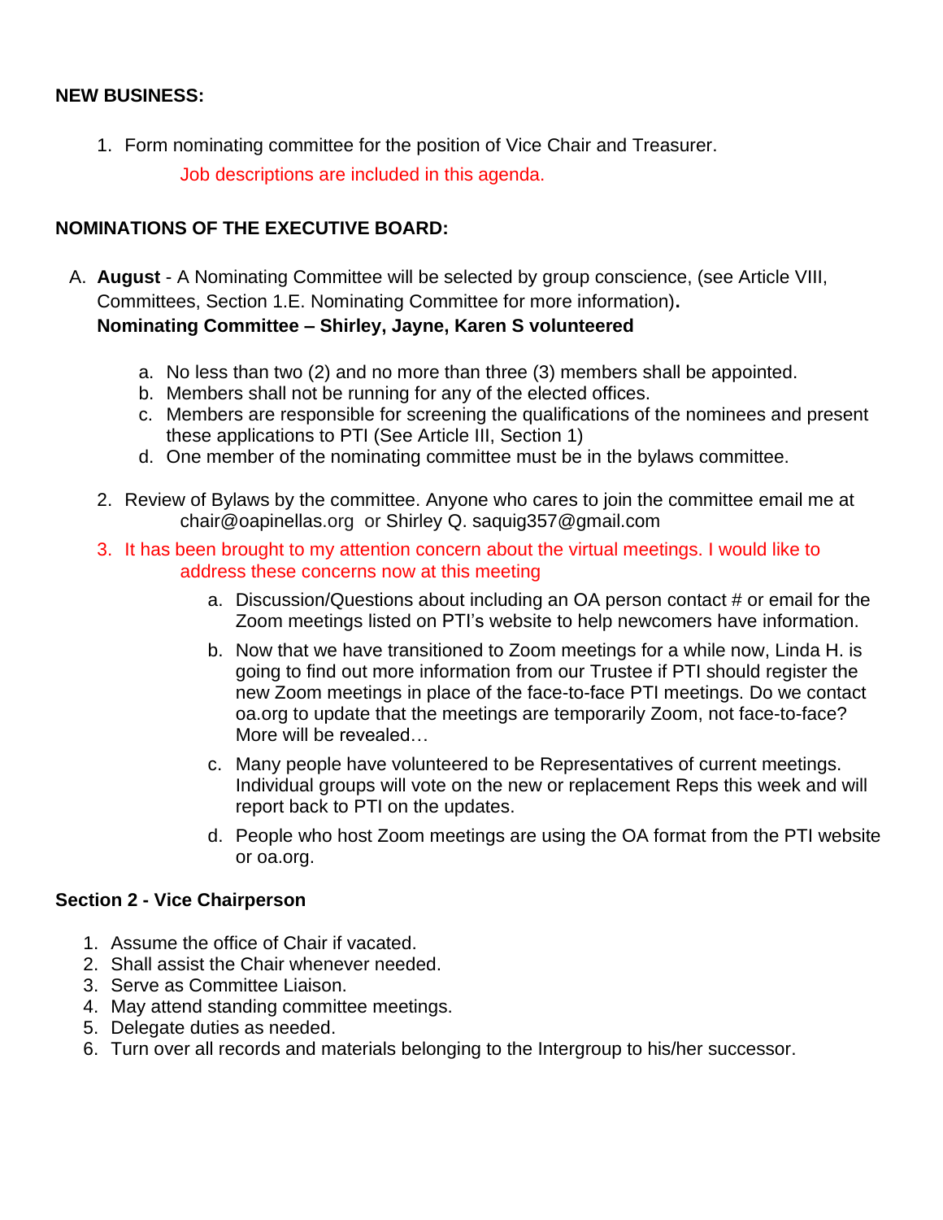**NEW BUSINESS:**

1. Form nominating committee for the position of Vice Chair and Treasurer.

   Job descriptions are included in this agenda.

**NOMINATIONS OF THE EXECUTIVE BOARD:**

A. **August** - A Nominating Committee will be selected by group conscience, (see Article VIII, Committees, Section 1.E. Nominating Committee for more information)**.**
**Nominating Committee – Shirley, Jayne, Karen S volunteered**

   a. No less than two (2) and no more than three (3) members shall be appointed.
   b. Members shall not be running for any of the elected offices.
   c. Members are responsible for screening the qualifications of the nominees and present these applications to PTI (See Article III, Section 1)
   d. One member of the nominating committee must be in the bylaws committee.

2. Review of Bylaws by the committee. Anyone who cares to join the committee email me at chair@oapinellas.org or Shirley Q. saquig357@gmail.com

3. It has been brought to my attention concern about the virtual meetings. I would like to address these concerns now at this meeting

   a. Discussion/Questions about including an OA person contact # or email for the Zoom meetings listed on PTI's website to help newcomers have information.

   b. Now that we have transitioned to Zoom meetings for a while now, Linda H. is going to find out more information from our Trustee if PTI should register the new Zoom meetings in place of the face-to-face PTI meetings. Do we contact oa.org to update that the meetings are temporarily Zoom, not face-to-face? More will be revealed…

   c. Many people have volunteered to be Representatives of current meetings. Individual groups will vote on the new or replacement Reps this week and will report back to PTI on the updates.

   d. People who host Zoom meetings are using the OA format from the PTI website or oa.org.

**Section 2 - Vice Chairperson**

1. Assume the office of Chair if vacated.
2. Shall assist the Chair whenever needed.
3. Serve as Committee Liaison.
4. May attend standing committee meetings.
5. Delegate duties as needed.
6. Turn over all records and materials belonging to the Intergroup to his/her successor.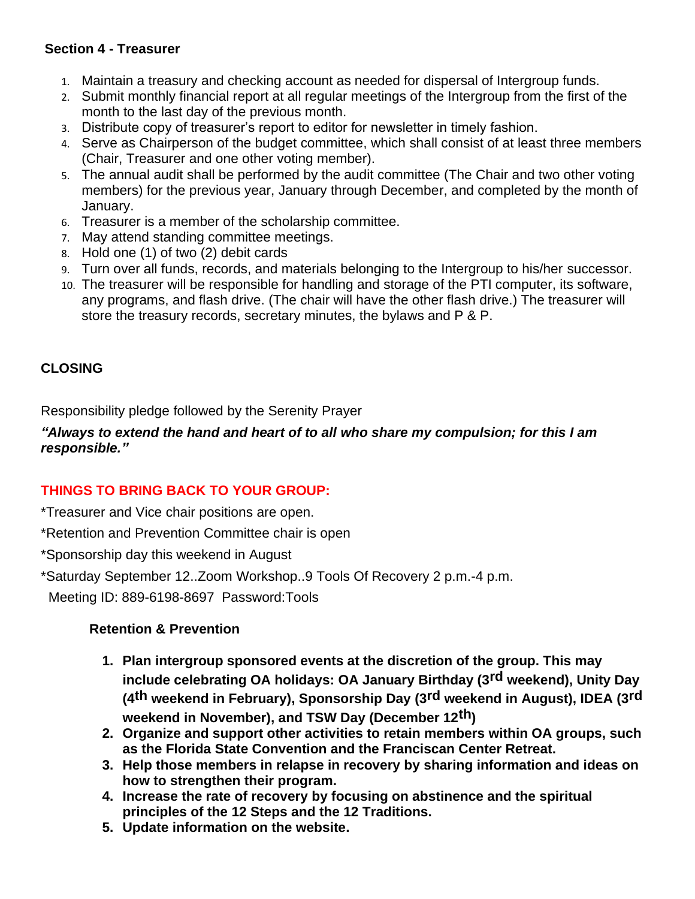**Section 4 - Treasurer**

1. Maintain a treasury and checking account as needed for dispersal of Intergroup funds.
2. Submit monthly financial report at all regular meetings of the Intergroup from the first of the month to the last day of the previous month.
3. Distribute copy of treasurer's report to editor for newsletter in timely fashion.
4. Serve as Chairperson of the budget committee, which shall consist of at least three members (Chair, Treasurer and one other voting member).
5. The annual audit shall be performed by the audit committee (The Chair and two other voting members) for the previous year, January through December, and completed by the month of January.
6. Treasurer is a member of the scholarship committee.
7. May attend standing committee meetings.
8. Hold one (1) of two (2) debit cards
9. Turn over all funds, records, and materials belonging to the Intergroup to his/her successor.
10. The treasurer will be responsible for handling and storage of the PTI computer, its software, any programs, and flash drive. (The chair will have the other flash drive.) The treasurer will store the treasury records, secretary minutes, the bylaws and P & P.

**CLOSING**

Responsibility pledge followed by the Serenity Prayer

***"Always to extend the hand and heart of to all who share my compulsion; for this I am responsible."***

**THINGS TO BRING BACK TO YOUR GROUP:**

*Treasurer and Vice chair positions are open.

*Retention and Prevention Committee chair is open

*Sponsorship day this weekend in August

*Saturday September 12..Zoom Workshop..9 Tools Of Recovery 2 p.m.-4 p.m.

Meeting ID: 889-6198-8697 Password:Tools

**Retention & Prevention**

1. **Plan intergroup sponsored events at the discretion of the group. This may include celebrating OA holidays: OA January Birthday (3rd weekend), Unity Day (4th weekend in February), Sponsorship Day (3rd weekend in August), IDEA (3rd weekend in November), and TSW Day (December 12th)**
2. **Organize and support other activities to retain members within OA groups, such as the Florida State Convention and the Franciscan Center Retreat.**
3. **Help those members in relapse in recovery by sharing information and ideas on how to strengthen their program.**
4. **Increase the rate of recovery by focusing on abstinence and the spiritual principles of the 12 Steps and the 12 Traditions.**
5. **Update information on the website.**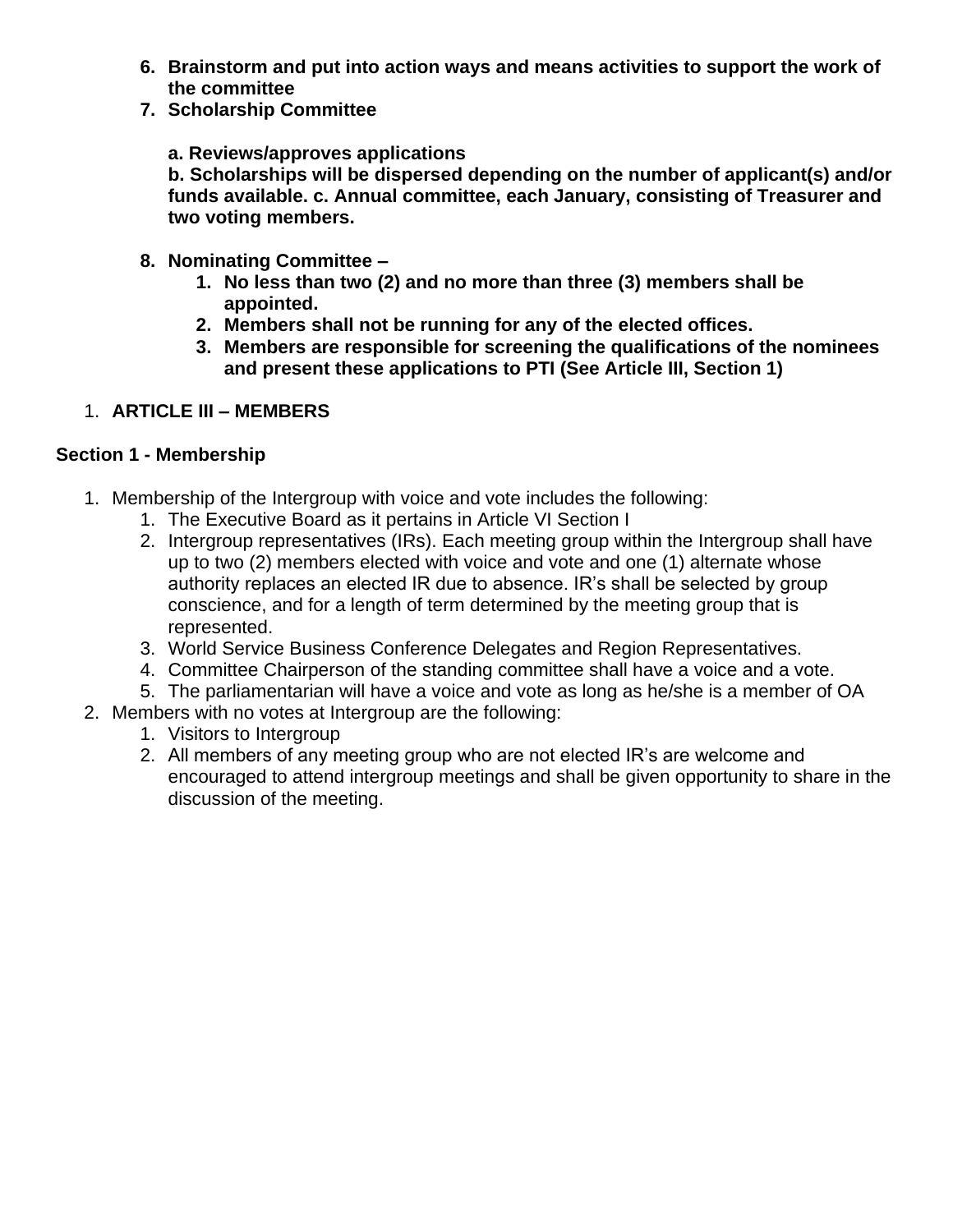6. **Brainstorm and put into action ways and means activities to support the work of the committee**
7. **Scholarship Committee**

   **a. Reviews/approves applications**
   **b. Scholarships will be dispersed depending on the number of applicant(s) and/or funds available. c. Annual committee, each January, consisting of Treasurer and two voting members.**

8. **Nominating Committee –**
   1. **No less than two (2) and no more than three (3) members shall be appointed.**
   2. **Members shall not be running for any of the elected offices.**
   3. **Members are responsible for screening the qualifications of the nominees and present these applications to PTI (See Article III, Section 1)**

1. **ARTICLE III – MEMBERS**

**Section 1 - Membership**

1. Membership of the Intergroup with voice and vote includes the following:
   1. The Executive Board as it pertains in Article VI Section I
   2. Intergroup representatives (IRs). Each meeting group within the Intergroup shall have up to two (2) members elected with voice and vote and one (1) alternate whose authority replaces an elected IR due to absence. IR's shall be selected by group conscience, and for a length of term determined by the meeting group that is represented.
   3. World Service Business Conference Delegates and Region Representatives.
   4. Committee Chairperson of the standing committee shall have a voice and a vote.
   5. The parliamentarian will have a voice and vote as long as he/she is a member of OA
2. Members with no votes at Intergroup are the following:
   1. Visitors to Intergroup
   2. All members of any meeting group who are not elected IR's are welcome and encouraged to attend intergroup meetings and shall be given opportunity to share in the discussion of the meeting.